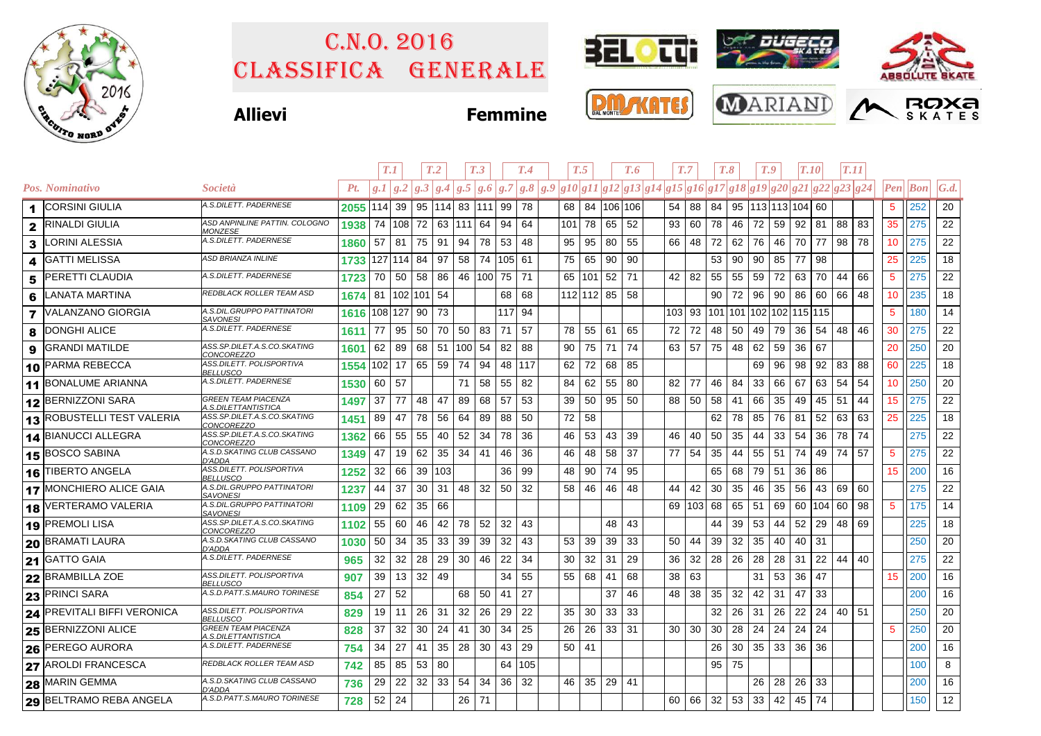# C.N.O. 2016
# CLASSIFICA GENERALE

**Allievi** **Femmine**

| Pos. | Nominativo | Società | Pt. | T.1 | | T.2 | | T.3 | | T.4 | | | T.5 | | T.6 | | | T.7 | | T.8 | | T.9 | | T.10 | | T.11 | | Pen | Bon | G.d. |
|---|---|---|---|---|---|---|---|---|---|---|---|---|---|---|---|---|---|---|---|---|---|---|---|---|---|---|---|---|---|---|
| | | | | g.1 | g.2 | g.3 | g.4 | g.5 | g.6 | g.7 | g.8 | g.9 | g10 | g11 | g12 | g13 | g14 | g15 | g16 | g17 | g18 | g19 | g20 | g21 | g22 | g23 | g24 | | | |
| 1 | CORSINI GIULIA | A.S.DILETT. PADERNESE | 2055 | 114 | 39 | 95 | 114 | 83 | 111 | 99 | 78 | | 68 | 84 | 106 | 106 | | 54 | 88 | 84 | 95 | 113 | 113 | 104 | 60 | | | 5 | 252 | 20 |
| 2 | RINALDI GIULIA | ASD ANPINLINE PATTIN. COLOGNO MONZESE | 1938 | 74 | 108 | 72 | 63 | 111 | 64 | 94 | 64 | | 101 | 78 | 65 | 52 | | 93 | 60 | 78 | 46 | 72 | 59 | 92 | 81 | 88 | 83 | 35 | 275 | 22 |
| 3 | LORINI ALESSIA | A.S.DILETT. PADERNESE | 1860 | 57 | 81 | 75 | 91 | 94 | 78 | 53 | 48 | | 95 | 95 | 80 | 55 | | 66 | 48 | 72 | 62 | 76 | 46 | 70 | 77 | 98 | 78 | 10 | 275 | 22 |
| 4 | GATTI MELISSA | ASD BRIANZA INLINE | 1733 | 127 | 114 | 84 | 97 | 58 | 74 | 105 | 61 | | 75 | 65 | 90 | 90 | | | | 53 | 90 | 90 | 85 | 77 | 98 | | | 25 | 225 | 18 |
| 5 | PERETTI CLAUDIA | A.S.DILETT. PADERNESE | 1723 | 70 | 50 | 58 | 86 | 46 | 100 | 75 | 71 | | 65 | 101 | 52 | 71 | | 42 | 82 | 55 | 55 | 59 | 72 | 63 | 70 | 44 | 66 | 5 | 275 | 22 |
| 6 | LANATA MARTINA | REDBLACK ROLLER TEAM ASD | 1674 | 81 | 102 | 101 | 54 | | | 68 | 68 | | 112 | 112 | 85 | 58 | | | | 90 | 72 | 96 | 90 | 86 | 60 | 66 | 48 | 10 | 235 | 18 |
| 7 | VALANZANO GIORGIA | A.S.DIL.GRUPPO PATTINATORI SAVONESI | 1616 | 108 | 127 | 90 | 73 | | | 117 | 94 | | | | | | | 103 | 93 | 101 | 101 | 102 | 102 | 115 | 115 | | | 5 | 180 | 14 |
| 8 | DONGHI ALICE | A.S.DILETT. PADERNESE | 1611 | 77 | 95 | 50 | 70 | 50 | 83 | 71 | 57 | | 78 | 55 | 61 | 65 | | 72 | 72 | 48 | 50 | 49 | 79 | 36 | 54 | 48 | 46 | 30 | 275 | 22 |
| 9 | GRANDI MATILDE | ASS.SP.DILET.A.S.CO.SKATING CONCOREZZO | 1601 | 62 | 89 | 68 | 51 | 100 | 54 | 82 | 88 | | 90 | 75 | 71 | 74 | | 63 | 57 | 75 | 48 | 62 | 59 | 36 | 67 | | | 20 | 250 | 20 |
| 10 | PARMA REBECCA | ASS.DILETT. POLISPORTIVA BELLUSCO | 1554 | 102 | 17 | 65 | 59 | 74 | 94 | 48 | 117 | | 62 | 72 | 68 | 85 | | | | | | 69 | 96 | 98 | 92 | 83 | 88 | 60 | 225 | 18 |
| 11 | BONALUME ARIANNA | A.S.DILETT. PADERNESE | 1530 | 60 | 57 | | | 71 | 58 | 55 | 82 | | 84 | 62 | 55 | 80 | | 82 | 77 | 46 | 84 | 33 | 66 | 67 | 63 | 54 | 54 | 10 | 250 | 20 |
| 12 | BERNIZZONI SARA | GREEN TEAM PIACENZA A.S.DILETTANTISTICA | 1497 | 37 | 77 | 48 | 47 | 89 | 68 | 57 | 53 | | 39 | 50 | 95 | 50 | | 88 | 50 | 58 | 41 | 66 | 35 | 49 | 45 | 51 | 44 | 15 | 275 | 22 |
| 13 | ROBUSTELLI TEST VALERIA | ASS.SP.DILET.A.S.CO.SKATING CONCOREZZO | 1451 | 89 | 47 | 78 | 56 | 64 | 89 | 88 | 50 | | 72 | 58 | | | | | | 62 | 78 | 85 | 76 | 81 | 52 | 63 | 63 | 25 | 225 | 18 |
| 14 | BIANUCCI ALLEGRA | ASS.SP.DILET.A.S.CO.SKATING CONCOREZZO | 1362 | 66 | 55 | 55 | 40 | 52 | 34 | 78 | 36 | | 46 | 53 | 43 | 39 | | 46 | 40 | 50 | 35 | 44 | 33 | 54 | 36 | 78 | 74 | | 275 | 22 |
| 15 | BOSCO SABINA | A.S.D.SKATING CLUB CASSANO D'ADDA | 1349 | 47 | 19 | 62 | 35 | 34 | 41 | 46 | 36 | | 46 | 48 | 58 | 37 | | 77 | 54 | 35 | 44 | 55 | 51 | 74 | 49 | 74 | 57 | 5 | 275 | 22 |
| 16 | TIBERTO ANGELA | ASS.DILETT. POLISPORTIVA BELLUSCO | 1252 | 32 | 66 | 39 | 103 | | | 36 | 99 | | 48 | 90 | 74 | 95 | | | | 65 | 68 | 79 | 51 | 36 | 86 | | | 15 | 200 | 16 |
| 17 | MONCHIERO ALICE GAIA | A.S.DIL.GRUPPO PATTINATORI SAVONESI | 1237 | 44 | 37 | 30 | 31 | 48 | 32 | 50 | 32 | | 58 | 46 | 46 | 48 | | 44 | 42 | 30 | 35 | 46 | 35 | 56 | 43 | 69 | 60 | | 275 | 22 |
| 18 | VERTERAMO VALERIA | A.S.DIL.GRUPPO PATTINATORI SAVONESI | 1109 | 29 | 62 | 35 | 66 | | | | | | | | | | | 69 | 103 | 68 | 65 | 51 | 69 | 60 | 104 | 60 | 98 | 5 | 175 | 14 |
| 19 | PREMOLI LISA | ASS.SP.DILET.A.S.CO.SKATING CONCOREZZO | 1102 | 55 | 60 | 46 | 42 | 78 | 52 | 32 | 43 | | | | 48 | 43 | | | | 44 | 39 | 53 | 44 | 52 | 29 | 48 | 69 | | 225 | 18 |
| 20 | BRAMATI LAURA | A.S.D.SKATING CLUB CASSANO D'ADDA | 1030 | 50 | 34 | 35 | 33 | 39 | 39 | 32 | 43 | | 53 | 39 | 39 | 33 | | 50 | 44 | 39 | 32 | 35 | 40 | 40 | 31 | | | | 250 | 20 |
| 21 | GATTO GAIA | A.S.DILETT. PADERNESE | 965 | 32 | 32 | 28 | 29 | 30 | 46 | 22 | 34 | | 30 | 32 | 31 | 29 | | 36 | 32 | 28 | 26 | 28 | 28 | 31 | 22 | 44 | 40 | | 275 | 22 |
| 22 | BRAMBILLA ZOE | ASS.DILETT. POLISPORTIVA BELLUSCO | 907 | 39 | 13 | 32 | 49 | | | 34 | 55 | | 55 | 68 | 41 | 68 | | 38 | 63 | | | 31 | 53 | 36 | 47 | | | 15 | 200 | 16 |
| 23 | PRINCI SARA | A.S.D.PATT.S.MAURO TORINESE | 854 | 27 | 52 | | | 68 | 50 | 41 | 27 | | | | 37 | 46 | | 48 | 38 | 35 | 32 | 42 | 31 | 47 | 33 | | | | 200 | 16 |
| 24 | PREVITALI BIFFI VERONICA | ASS.DILETT. POLISPORTIVA BELLUSCO | 829 | 19 | 11 | 26 | 31 | 32 | 26 | 29 | 22 | | 35 | 30 | 33 | 33 | | | | 32 | 26 | 31 | 26 | 22 | 24 | 40 | 51 | | 250 | 20 |
| 25 | BERNIZZONI ALICE | GREEN TEAM PIACENZA A.S.DILETTANTISTICA | 828 | 37 | 32 | 30 | 24 | 41 | 30 | 34 | 25 | | 26 | 26 | 33 | 31 | | 30 | 30 | 30 | 28 | 24 | 24 | 24 | 24 | | | 5 | 250 | 20 |
| 26 | PEREGO AURORA | A.S.DILETT. PADERNESE | 754 | 34 | 27 | 41 | 35 | 28 | 30 | 43 | 29 | | 50 | 41 | | | | | | 26 | 30 | 35 | 33 | 36 | 36 | | | | 200 | 16 |
| 27 | AROLDI FRANCESCA | REDBLACK ROLLER TEAM ASD | 742 | 85 | 85 | 53 | 80 | | | 64 | 105 | | | | | | | | | 95 | 75 | | | | | | | | 100 | 8 |
| 28 | MARIN GEMMA | A.S.D.SKATING CLUB CASSANO D'ADDA | 736 | 29 | 22 | 32 | 33 | 54 | 34 | 36 | 32 | | 46 | 35 | 29 | 41 | | | | | | 26 | 28 | 26 | 33 | | | | 200 | 16 |
| 29 | BELTRAMO REBA ANGELA | A.S.D.PATT.S.MAURO TORINESE | 728 | 52 | 24 | | | 26 | 71 | | | | | | | | | 60 | 66 | 32 | 53 | 33 | 42 | 45 | 74 | | | | 150 | 12 |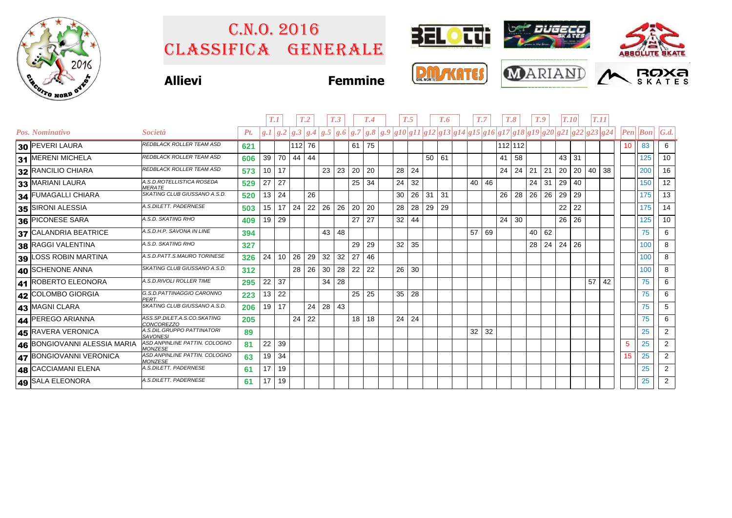# C.N.O. 2016
# Classifica Generale

**Allievi** **Femmine**

| | | | | T.1 | | T.2 | | T.3 | | T.4 | | | T.5 | | T.6 | | | T.7 | | T.8 | | T.9 | | T.10 | | T.11 | | | | |
|---|---|---|---|---|---|---|---|---|---|---|---|---|---|---|---|---|---|---|---|---|---|---|---|---|---|---|---|---|---|---|
| Pos. | Nominativo | Società | Pt. | g.1 | g.2 | g.3 | g.4 | g.5 | g.6 | g.7 | g.8 | g.9 | g10 | g11 | g12 | g13 | g14 | g15 | g16 | g17 | g18 | g19 | g20 | g21 | g22 | g23 | g24 | Pen | Bon | G.d. |
| 30 | PEVERI LAURA | REDBLACK ROLLER TEAM ASD | 621 | | | 112 | 76 | | | 61 | 75 | | | | | | | | | 112 | 112 | | | | | | | 10 | 83 | 6 |
| 31 | MERENI MICHELA | REDBLACK ROLLER TEAM ASD | 606 | 39 | 70 | 44 | 44 | | | | | | | | 50 | 61 | | | | 41 | 58 | | | 43 | 31 | | | | 125 | 10 |
| 32 | RANCILIO CHIARA | REDBLACK ROLLER TEAM ASD | 573 | 10 | 17 | | | 23 | 23 | 20 | 20 | | 28 | 24 | | | | | | 24 | 24 | 21 | 21 | 20 | 20 | 40 | 38 | | 200 | 16 |
| 33 | MARIANI LAURA | A.S.D.ROTELLISTICA ROSEDA MERATE | 529 | 27 | 27 | | | | | 25 | 34 | | 24 | 32 | | | | 40 | 46 | | | 24 | 31 | 29 | 40 | | | | 150 | 12 |
| 34 | FUMAGALLI CHIARA | SKATING CLUB GIUSSANO A.S.D. | 520 | 13 | 24 | | 26 | | | | | | 30 | 26 | 31 | 31 | | | | 26 | 28 | 26 | 26 | 29 | 29 | | | | 175 | 13 |
| 35 | SIRONI ALESSIA | A.S.DILETT. PADERNESE | 503 | 15 | 17 | 24 | 22 | 26 | 26 | 20 | 20 | | 28 | 28 | 29 | 29 | | | | | | | | 22 | 22 | | | | 175 | 14 |
| 36 | PICONESE SARA | A.S.D. SKATING RHO | 409 | 19 | 29 | | | | | 27 | 27 | | 32 | 44 | | | | | | 24 | 30 | | | 26 | 26 | | | | 125 | 10 |
| 37 | CALANDRIA BEATRICE | A.S.D.H.P. SAVONA IN LINE | 394 | | | | | 43 | 48 | | | | | | | | | 57 | 69 | | | 40 | 62 | | | | | | 75 | 6 |
| 38 | RAGGI VALENTINA | A.S.D. SKATING RHO | 327 | | | | | | | 29 | 29 | | 32 | 35 | | | | | | | | 28 | 24 | 24 | 26 | | | | 100 | 8 |
| 39 | LOSS ROBIN MARTINA | A.S.D.PATT.S.MAURO TORINESE | 326 | 24 | 10 | 26 | 29 | 32 | 32 | 27 | 46 | | | | | | | | | | | | | | | | | | 100 | 8 |
| 40 | SCHENONE ANNA | SKATING CLUB GIUSSANO A.S.D. | 312 | | | 28 | 26 | 30 | 28 | 22 | 22 | | 26 | 30 | | | | | | | | | | | | | | | 100 | 8 |
| 41 | ROBERTO ELEONORA | A.S.D.RIVOLI ROLLER TIME | 295 | 22 | 37 | | | 34 | 28 | | | | | | | | | | | | | | | | | 57 | 42 | | 75 | 6 |
| 42 | COLOMBO GIORGIA | G.S.D.PATTINAGGIO CARONNO PERT. | 223 | 13 | 22 | | | | | 25 | 25 | | 35 | 28 | | | | | | | | | | | | | | | 75 | 6 |
| 43 | MAGNI CLARA | SKATING CLUB GIUSSANO A.S.D. | 206 | 19 | 17 | | 24 | 28 | 43 | | | | | | | | | | | | | | | | | | | | 75 | 5 |
| 44 | PEREGO ARIANNA | ASS.SP.DILET.A.S.CO.SKATING CONCOREZZO | 205 | | | 24 | 22 | | | 18 | 18 | | 24 | 24 | | | | | | | | | | | | | | | 75 | 6 |
| 45 | RAVERA VERONICA | A.S.DIL.GRUPPO PATTINATORI SAVONESI | 89 | | | | | | | | | | | | | | | 32 | 32 | | | | | | | | | | 25 | 2 |
| 46 | BONGIOVANNI ALESSIA MARIA | ASD ANPINLINE PATTIN. COLOGNO MONZESE | 81 | 22 | 39 | | | | | | | | | | | | | | | | | | | | | | | 5 | 25 | 2 |
| 47 | BONGIOVANNI VERONICA | ASD ANPINLINE PATTIN. COLOGNO MONZESE | 63 | 19 | 34 | | | | | | | | | | | | | | | | | | | | | | | 15 | 25 | 2 |
| 48 | CACCIAMANI ELENA | A.S.DILETT. PADERNESE | 61 | 17 | 19 | | | | | | | | | | | | | | | | | | | | | | | | 25 | 2 |
| 49 | SALA ELEONORA | A.S.DILETT. PADERNESE | 61 | 17 | 19 | | | | | | | | | | | | | | | | | | | | | | | | 25 | 2 |